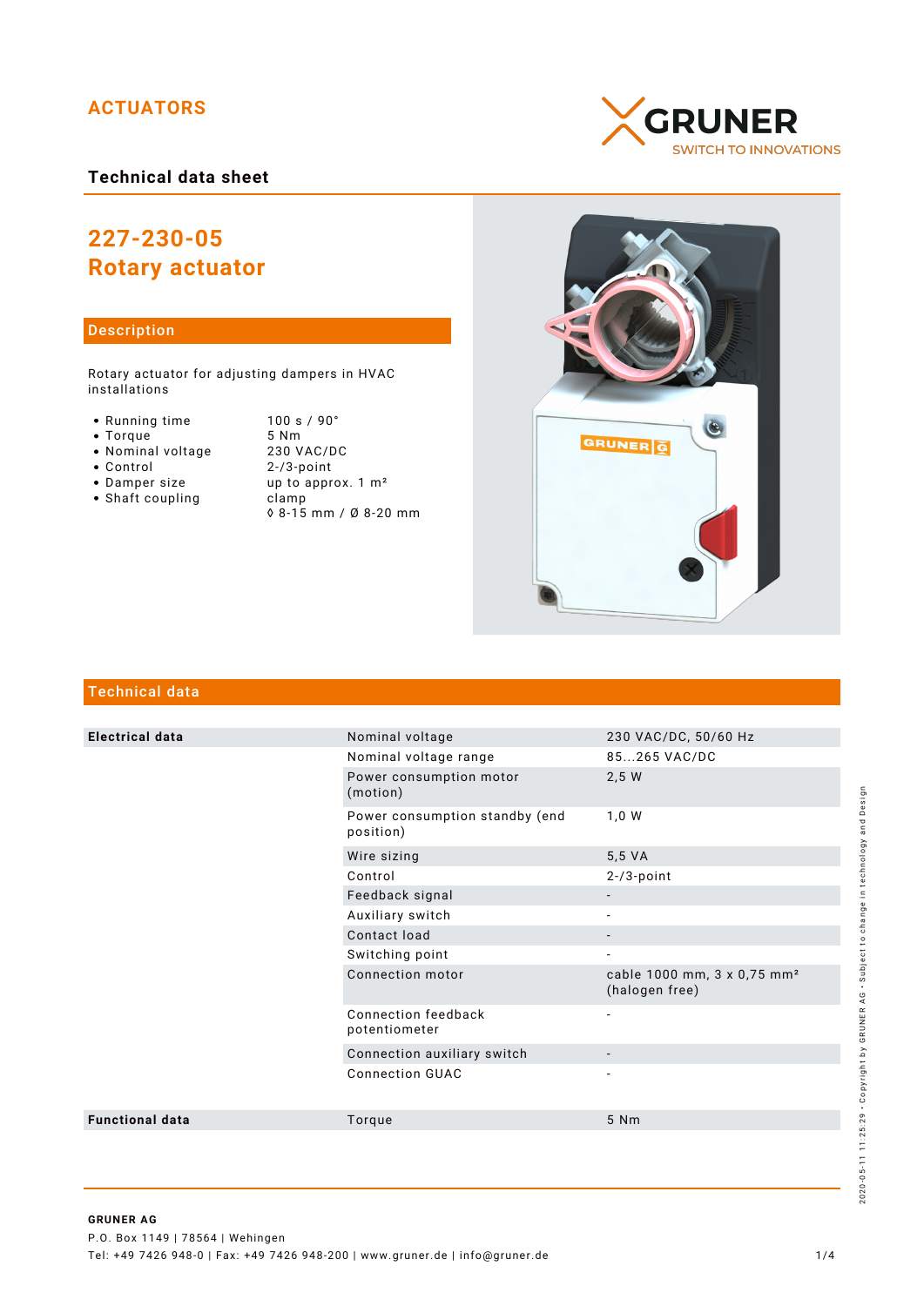ACTUATORS

GRUNER
SWITCH TO INNOVATIONS

**Technical data sheet**

# 227-230-05
# Rotary actuator

## Description

Rotary actuator for adjusting dampers in HVAC installations

- Running time — 100 s / 90°
- Torque — 5 Nm
- Nominal voltage — 230 VAC/DC
- Control — 2-/3-point
- Damper size — up to approx. 1 m²
- Shaft coupling — clamp ◊ 8-15 mm / Ø 8-20 mm

## Technical data

| | | |
|---|---|---|
| **Electrical data** | Nominal voltage | 230 VAC/DC, 50/60 Hz |
| | Nominal voltage range | 85...265 VAC/DC |
| | Power consumption motor (motion) | 2,5 W |
| | Power consumption standby (end position) | 1,0 W |
| | Wire sizing | 5,5 VA |
| | Control | 2-/3-point |
| | Feedback signal | - |
| | Auxiliary switch | - |
| | Contact load | - |
| | Switching point | - |
| | Connection motor | cable 1000 mm, 3 x 0,75 mm² (halogen free) |
| | Connection feedback potentiometer | - |
| | Connection auxiliary switch | - |
| | Connection GUAC | - |
| **Functional data** | Torque | 5 Nm |

2020-05-11 11:25:29 · Copyright by GRUNER AG · Subject to change in technology and Design

**GRUNER AG**
P.O. Box 1149 | 78564 | Wehingen
Tel: +49 7426 948-0 | Fax: +49 7426 948-200 | www.gruner.de | info@gruner.de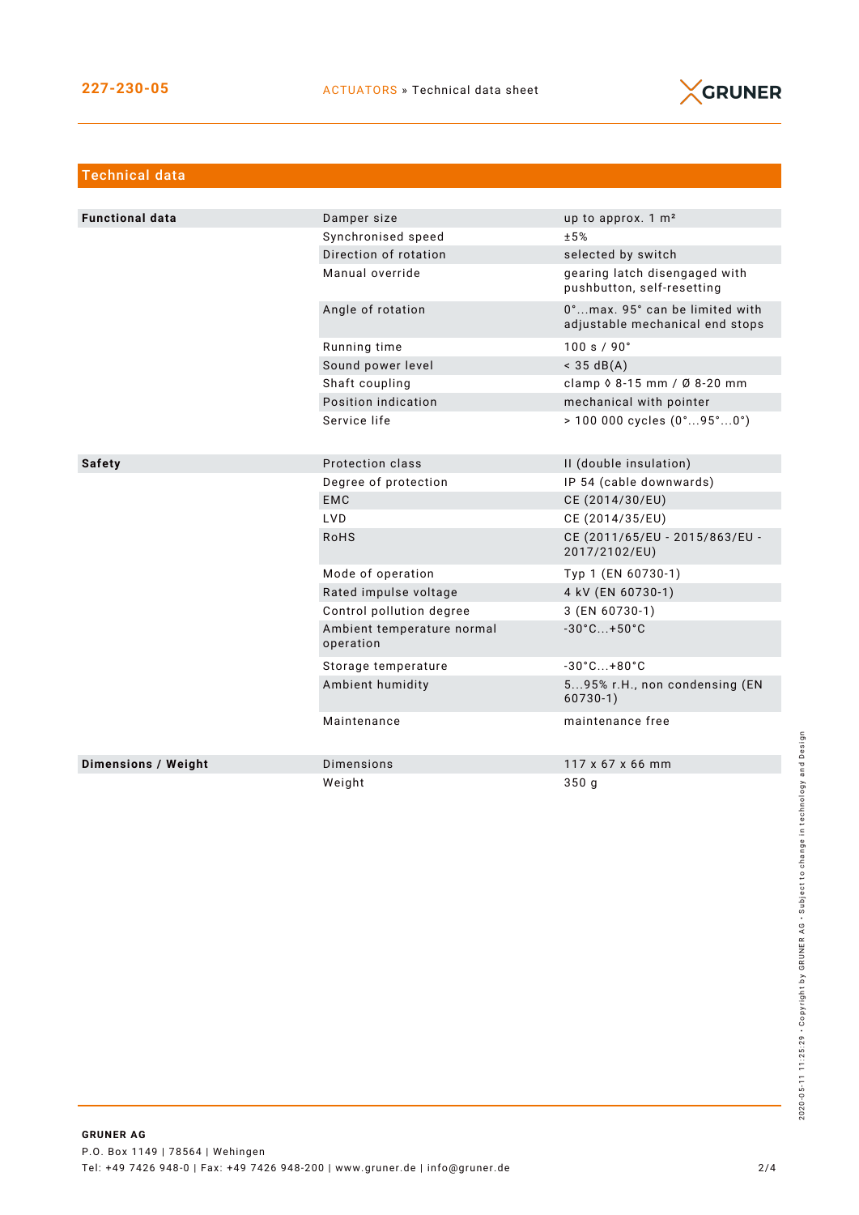## Technical data

| | | |
|---|---|---|
| **Functional data** | Damper size | up to approx. 1 m² |
| | Synchronised speed | ±5% |
| | Direction of rotation | selected by switch |
| | Manual override | gearing latch disengaged with pushbutton, self-resetting |
| | Angle of rotation | 0°...max. 95° can be limited with adjustable mechanical end stops |
| | Running time | 100 s / 90° |
| | Sound power level | < 35 dB(A) |
| | Shaft coupling | clamp ◊ 8-15 mm / Ø 8-20 mm |
| | Position indication | mechanical with pointer |
| | Service life | > 100 000 cycles (0°...95°...0°) |
| **Safety** | Protection class | II (double insulation) |
| | Degree of protection | IP 54 (cable downwards) |
| | EMC | CE (2014/30/EU) |
| | LVD | CE (2014/35/EU) |
| | RoHS | CE (2011/65/EU - 2015/863/EU - 2017/2102/EU) |
| | Mode of operation | Typ 1 (EN 60730-1) |
| | Rated impulse voltage | 4 kV (EN 60730-1) |
| | Control pollution degree | 3 (EN 60730-1) |
| | Ambient temperature normal operation | -30°C...+50°C |
| | Storage temperature | -30°C...+80°C |
| | Ambient humidity | 5...95% r.H., non condensing (EN 60730-1) |
| | Maintenance | maintenance free |
| **Dimensions / Weight** | Dimensions | 117 x 67 x 66 mm |
| | Weight | 350 g |

**GRUNER AG**
P.O. Box 1149 | 78564 | Wehingen
Tel: +49 7426 948-0 | Fax: +49 7426 948-200 | www.gruner.de | info@gruner.de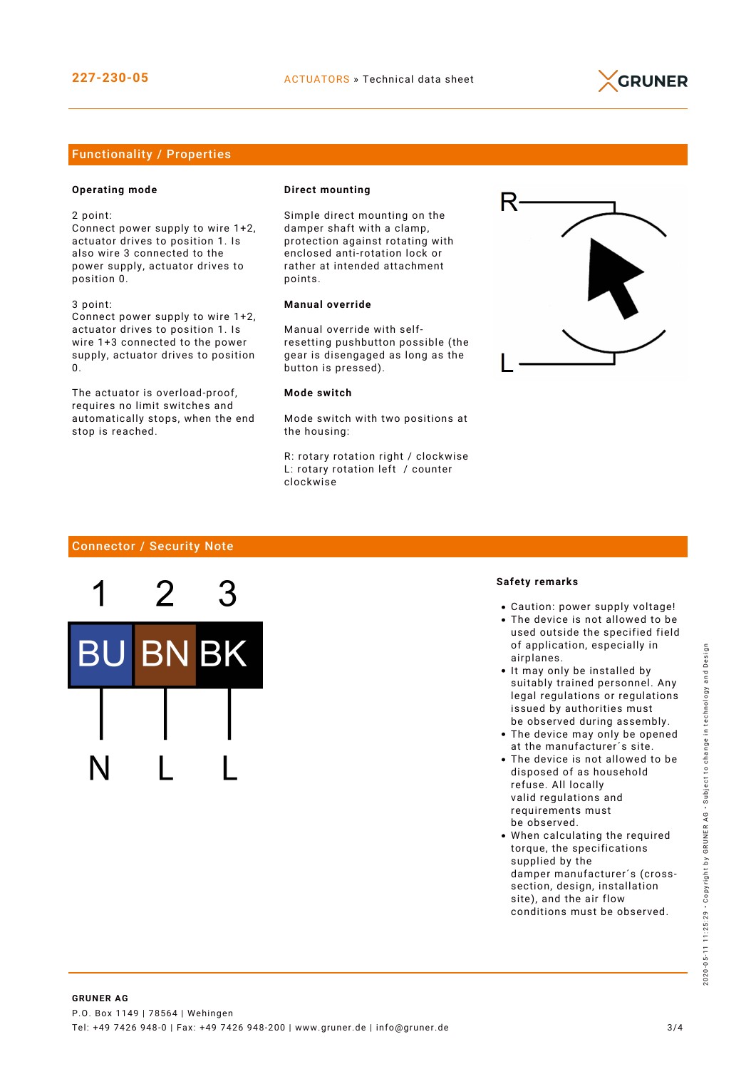## Functionality / Properties

**Operating mode**

2 point:
Connect power supply to wire 1+2, actuator drives to position 1. Is also wire 3 connected to the power supply, actuator drives to position 0.

3 point:
Connect power supply to wire 1+2, actuator drives to position 1. Is wire 1+3 connected to the power supply, actuator drives to position 0.

The actuator is overload-proof, requires no limit switches and automatically stops, when the end stop is reached.

**Direct mounting**

Simple direct mounting on the damper shaft with a clamp, protection against rotating with enclosed anti-rotation lock or rather at intended attachment points.

**Manual override**

Manual override with self-resetting pushbutton possible (the gear is disengaged as long as the button is pressed).

**Mode switch**

Mode switch with two positions at the housing:

R: rotary rotation right / clockwise
L: rotary rotation left / counter clockwise

## Connector / Security Note

| 1 | 2 | 3 |
|---|---|---|
| BU | BN | BK |
| N | L | L |

**Safety remarks**

- Caution: power supply voltage!
- The device is not allowed to be used outside the specified field of application, especially in airplanes.
- It may only be installed by suitably trained personnel. Any legal regulations or regulations issued by authorities must be observed during assembly.
- The device may only be opened at the manufacturer´s site.
- The device is not allowed to be disposed of as household refuse. All locally valid regulations and requirements must be observed.
- When calculating the required torque, the specifications supplied by the damper manufacturer´s (cross-section, design, installation site), and the air flow conditions must be observed.

**GRUNER AG**
P.O. Box 1149 | 78564 | Wehingen
Tel: +49 7426 948-0 | Fax: +49 7426 948-200 | www.gruner.de | info@gruner.de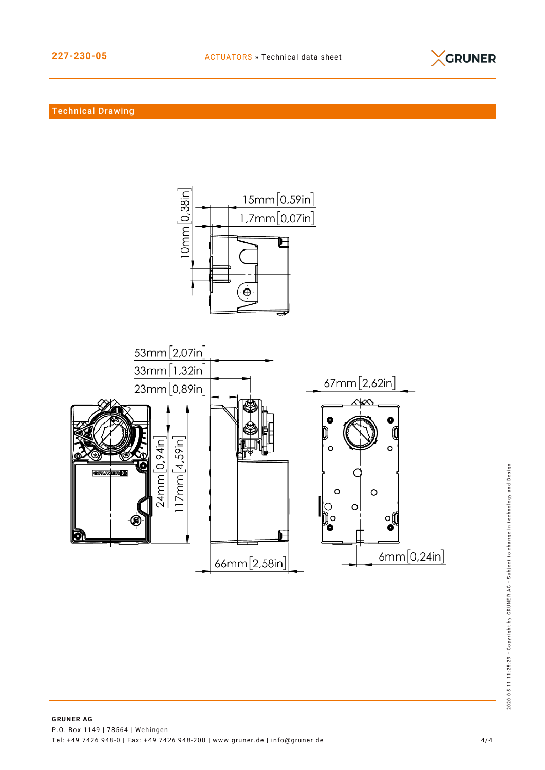## Technical Drawing

15mm [0,59in]
1,7mm [0,07in]
10mm [0,38in]

53mm [2,07in]
33mm [1,32in]
23mm [0,89in]
24mm [0,94in]
117mm [4,59in]
66mm [2,58in]
67mm [2,62in]
6mm [0,24in]

**GRUNER AG**
P.O. Box 1149 | 78564 | Wehingen
Tel: +49 7426 948-0 | Fax: +49 7426 948-200 | www.gruner.de | info@gruner.de